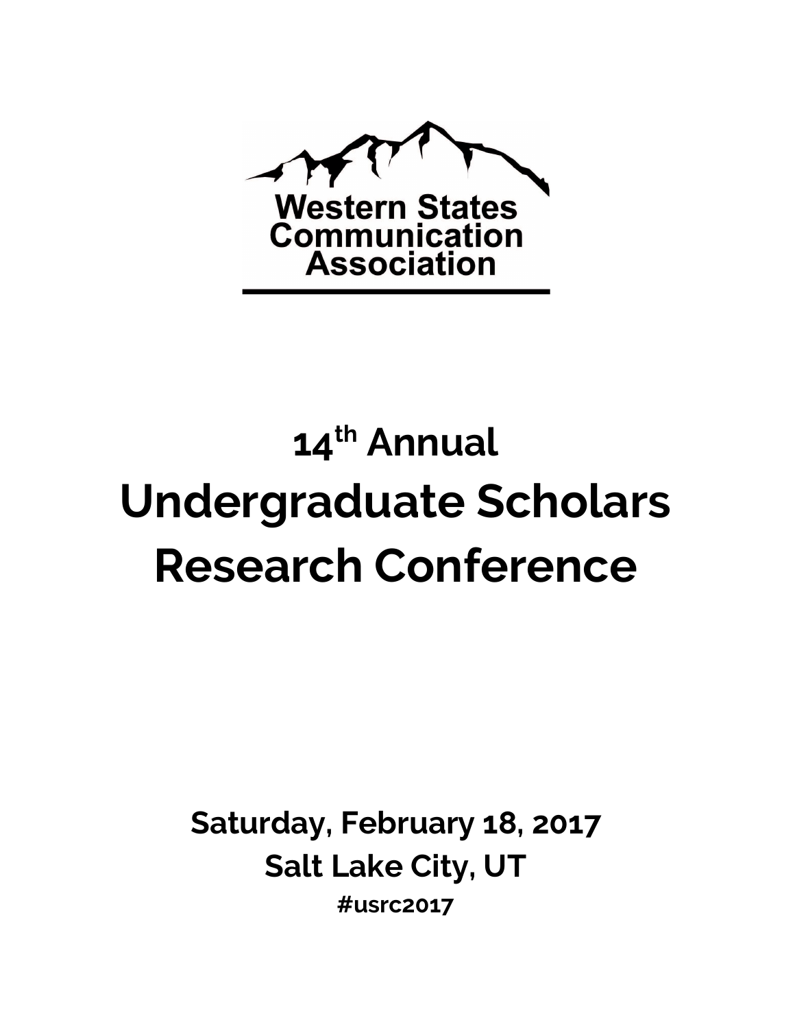Western States Communication Association

# 14th Annual

# Undergraduate Scholars Research Conference

**Saturday, February 18, 2017**

**Salt Lake City, UT**

**#usrc2017**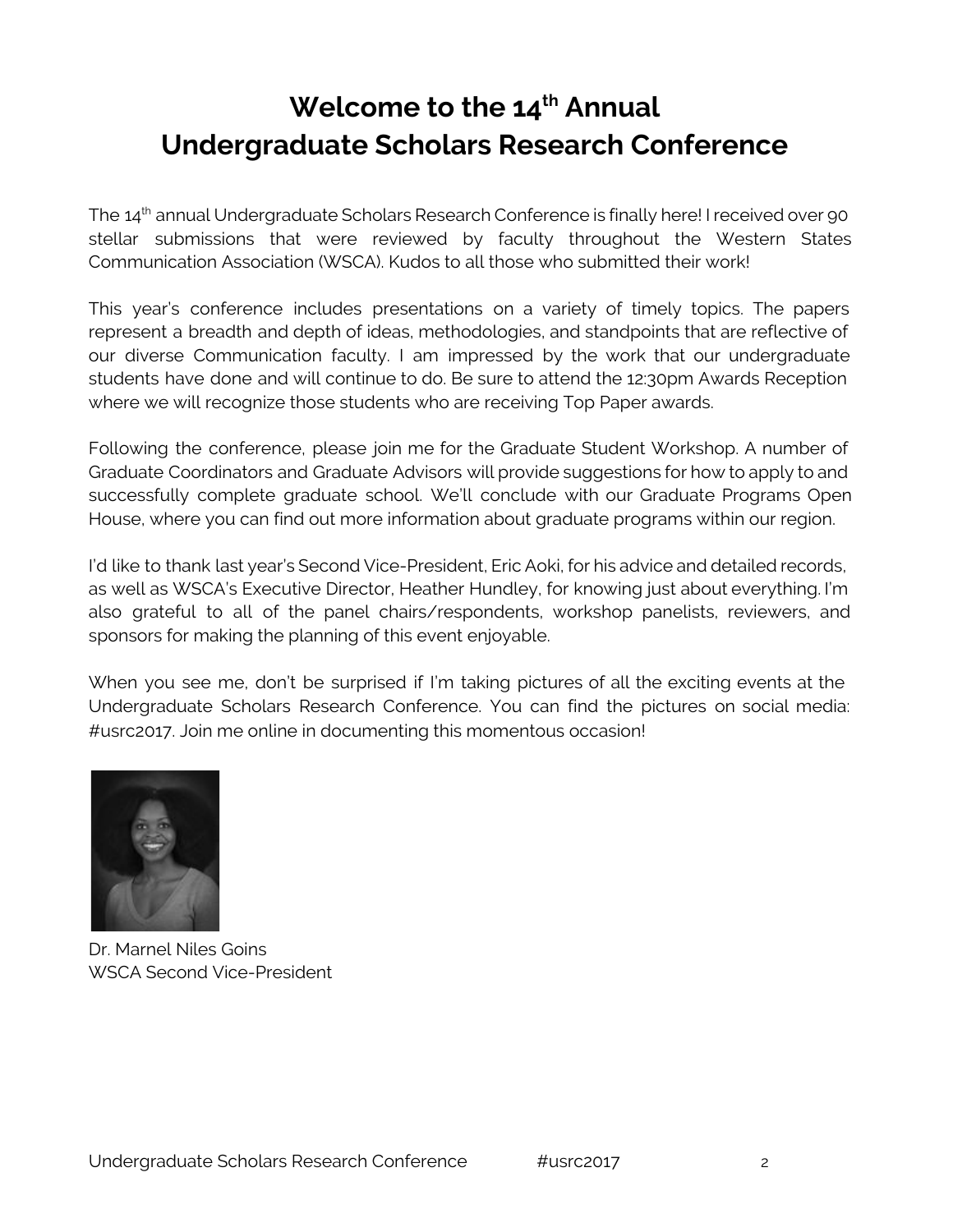# Welcome to the 14th Annual Undergraduate Scholars Research Conference

The 14th annual Undergraduate Scholars Research Conference is finally here! I received over 90 stellar submissions that were reviewed by faculty throughout the Western States Communication Association (WSCA). Kudos to all those who submitted their work!

This year's conference includes presentations on a variety of timely topics. The papers represent a breadth and depth of ideas, methodologies, and standpoints that are reflective of our diverse Communication faculty. I am impressed by the work that our undergraduate students have done and will continue to do. Be sure to attend the 12:30pm Awards Reception where we will recognize those students who are receiving Top Paper awards.

Following the conference, please join me for the Graduate Student Workshop. A number of Graduate Coordinators and Graduate Advisors will provide suggestions for how to apply to and successfully complete graduate school. We'll conclude with our Graduate Programs Open House, where you can find out more information about graduate programs within our region.

I'd like to thank last year's Second Vice-President, Eric Aoki, for his advice and detailed records, as well as WSCA's Executive Director, Heather Hundley, for knowing just about everything. I'm also grateful to all of the panel chairs/respondents, workshop panelists, reviewers, and sponsors for making the planning of this event enjoyable.

When you see me, don't be surprised if I'm taking pictures of all the exciting events at the Undergraduate Scholars Research Conference. You can find the pictures on social media: #usrc2017. Join me online in documenting this momentous occasion!

Dr. Marnel Niles Goins
WSCA Second Vice-President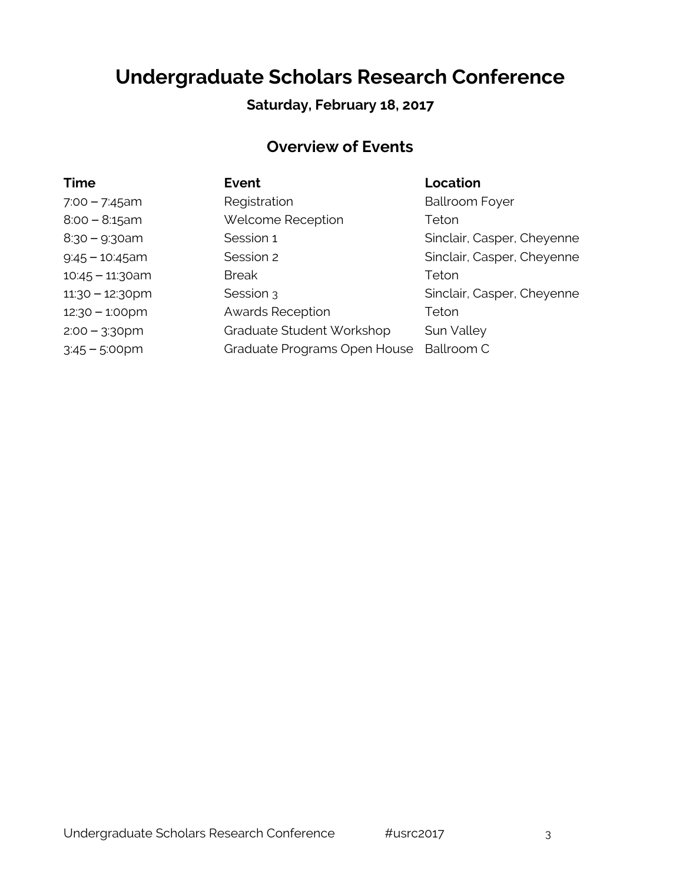# Undergraduate Scholars Research Conference

**Saturday, February 18, 2017**

## Overview of Events

| Time | Event | Location |
|---|---|---|
| 7:00 – 7:45am | Registration | Ballroom Foyer |
| 8:00 – 8:15am | Welcome Reception | Teton |
| 8:30 – 9:30am | Session 1 | Sinclair, Casper, Cheyenne |
| 9:45 – 10:45am | Session 2 | Sinclair, Casper, Cheyenne |
| 10:45 – 11:30am | Break | Teton |
| 11:30 – 12:30pm | Session 3 | Sinclair, Casper, Cheyenne |
| 12:30 – 1:00pm | Awards Reception | Teton |
| 2:00 – 3:30pm | Graduate Student Workshop | Sun Valley |
| 3:45 – 5:00pm | Graduate Programs Open House | Ballroom C |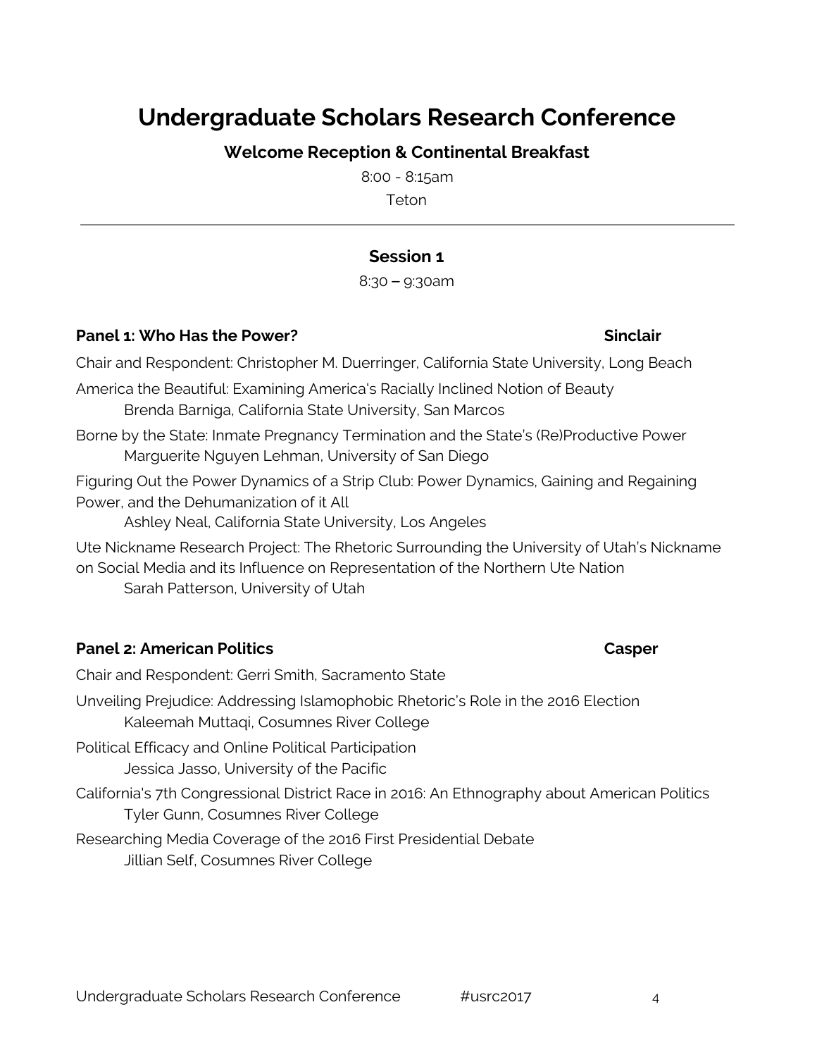# Undergraduate Scholars Research Conference

### Welcome Reception & Continental Breakfast

8:00 - 8:15am

Teton

---

### Session 1

8:30 – 9:30am

**Panel 1: Who Has the Power?** **Sinclair**

Chair and Respondent: Christopher M. Duerringer, California State University, Long Beach

America the Beautiful: Examining America's Racially Inclined Notion of Beauty
    Brenda Barniga, California State University, San Marcos

Borne by the State: Inmate Pregnancy Termination and the State's (Re)Productive Power
    Marguerite Nguyen Lehman, University of San Diego

Figuring Out the Power Dynamics of a Strip Club: Power Dynamics, Gaining and Regaining Power, and the Dehumanization of it All
    Ashley Neal, California State University, Los Angeles

Ute Nickname Research Project: The Rhetoric Surrounding the University of Utah's Nickname on Social Media and its Influence on Representation of the Northern Ute Nation
    Sarah Patterson, University of Utah

**Panel 2: American Politics** **Casper**

Chair and Respondent: Gerri Smith, Sacramento State

Unveiling Prejudice: Addressing Islamophobic Rhetoric's Role in the 2016 Election
    Kaleemah Muttaqi, Cosumnes River College

Political Efficacy and Online Political Participation
    Jessica Jasso, University of the Pacific

California's 7th Congressional District Race in 2016: An Ethnography about American Politics
    Tyler Gunn, Cosumnes River College

Researching Media Coverage of the 2016 First Presidential Debate
    Jillian Self, Cosumnes River College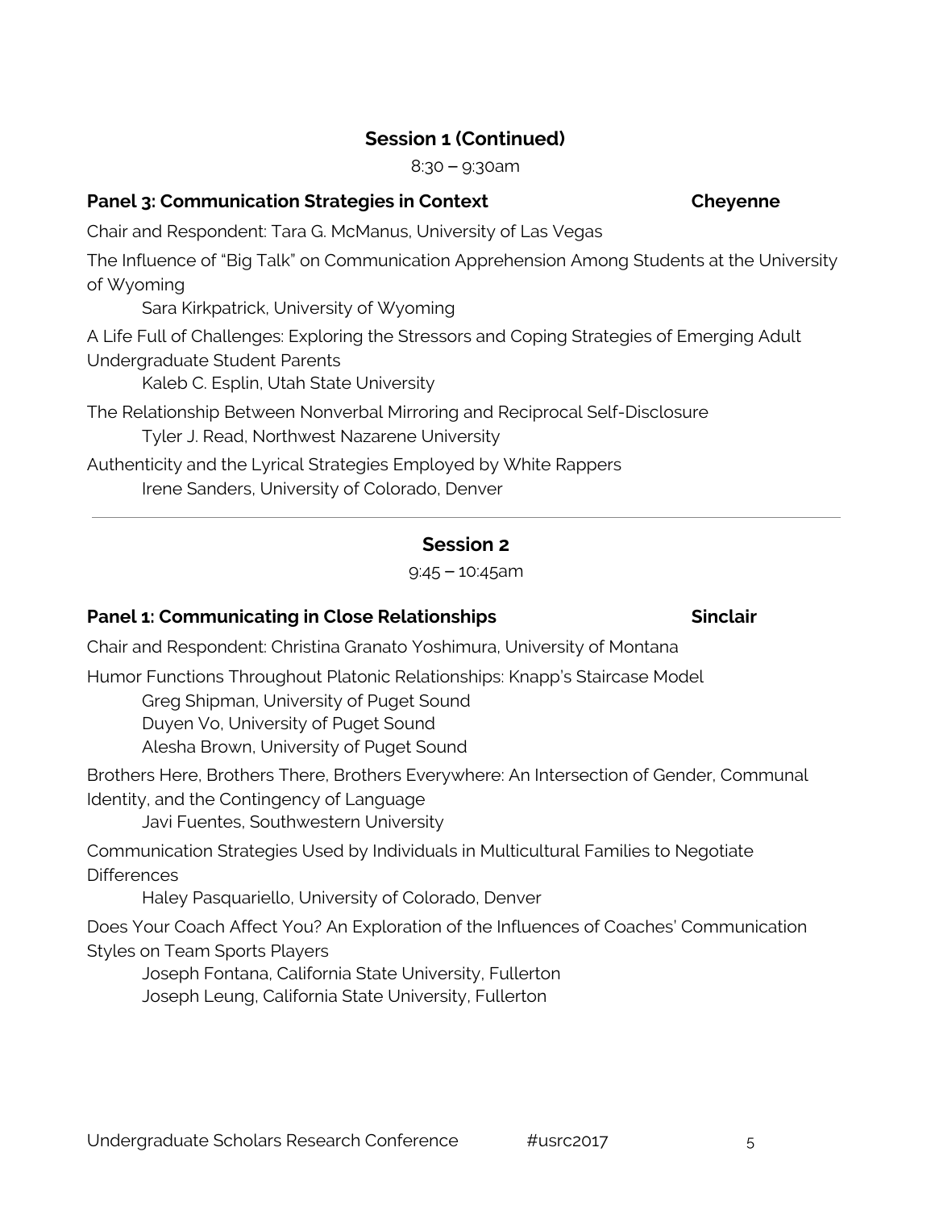## Session 1 (Continued)

8:30 – 9:30am

### Panel 3: Communication Strategies in Context — Cheyenne

Chair and Respondent: Tara G. McManus, University of Las Vegas

The Influence of "Big Talk" on Communication Apprehension Among Students at the University of Wyoming
    Sara Kirkpatrick, University of Wyoming

A Life Full of Challenges: Exploring the Stressors and Coping Strategies of Emerging Adult Undergraduate Student Parents
    Kaleb C. Esplin, Utah State University

The Relationship Between Nonverbal Mirroring and Reciprocal Self-Disclosure
    Tyler J. Read, Northwest Nazarene University

Authenticity and the Lyrical Strategies Employed by White Rappers
    Irene Sanders, University of Colorado, Denver

---

## Session 2

9:45 – 10:45am

### Panel 1: Communicating in Close Relationships — Sinclair

Chair and Respondent: Christina Granato Yoshimura, University of Montana

Humor Functions Throughout Platonic Relationships: Knapp's Staircase Model
    Greg Shipman, University of Puget Sound
    Duyen Vo, University of Puget Sound
    Alesha Brown, University of Puget Sound

Brothers Here, Brothers There, Brothers Everywhere: An Intersection of Gender, Communal Identity, and the Contingency of Language
    Javi Fuentes, Southwestern University

Communication Strategies Used by Individuals in Multicultural Families to Negotiate Differences
    Haley Pasquariello, University of Colorado, Denver

Does Your Coach Affect You? An Exploration of the Influences of Coaches' Communication Styles on Team Sports Players
    Joseph Fontana, California State University, Fullerton
    Joseph Leung, California State University, Fullerton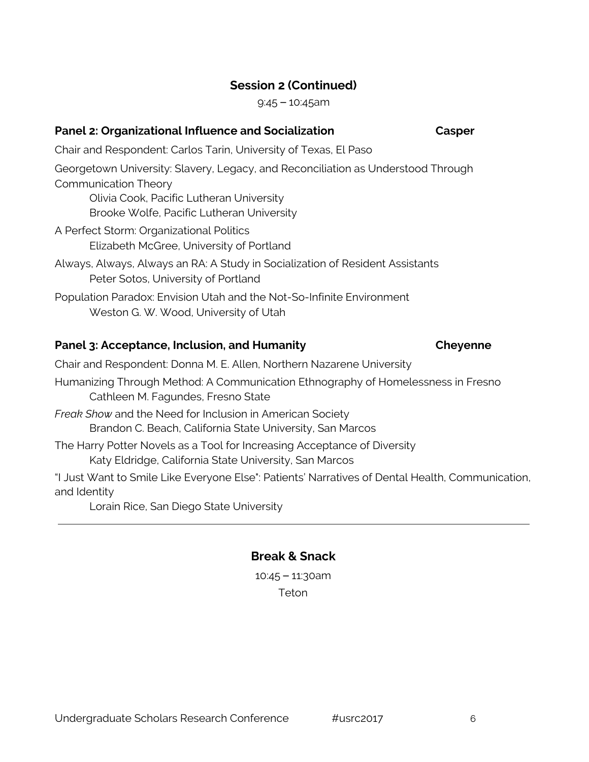## Session 2 (Continued)

9:45 – 10:45am

### Panel 2: Organizational Influence and Socialization — Casper

Chair and Respondent: Carlos Tarin, University of Texas, El Paso

Georgetown University: Slavery, Legacy, and Reconciliation as Understood Through Communication Theory
- Olivia Cook, Pacific Lutheran University
- Brooke Wolfe, Pacific Lutheran University

A Perfect Storm: Organizational Politics
- Elizabeth McGree, University of Portland

Always, Always, Always an RA: A Study in Socialization of Resident Assistants
- Peter Sotos, University of Portland

Population Paradox: Envision Utah and the Not-So-Infinite Environment
- Weston G. W. Wood, University of Utah

### Panel 3: Acceptance, Inclusion, and Humanity — Cheyenne

Chair and Respondent: Donna M. E. Allen, Northern Nazarene University

Humanizing Through Method: A Communication Ethnography of Homelessness in Fresno
- Cathleen M. Fagundes, Fresno State

*Freak Show* and the Need for Inclusion in American Society
- Brandon C. Beach, California State University, San Marcos

The Harry Potter Novels as a Tool for Increasing Acceptance of Diversity
- Katy Eldridge, California State University, San Marcos

"I Just Want to Smile Like Everyone Else": Patients' Narratives of Dental Health, Communication, and Identity
- Lorain Rice, San Diego State University

---

## Break & Snack

10:45 – 11:30am

Teton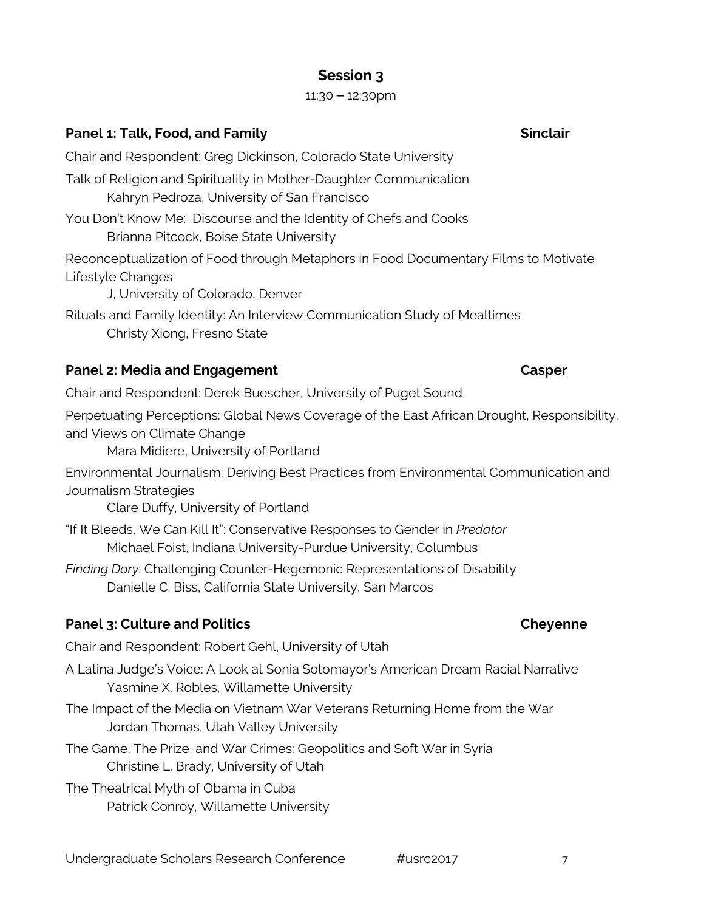## Session 3

11:30 – 12:30pm

### Panel 1: Talk, Food, and Family — Sinclair

Chair and Respondent: Greg Dickinson, Colorado State University

Talk of Religion and Spirituality in Mother-Daughter Communication
Kahryn Pedroza, University of San Francisco

You Don't Know Me: Discourse and the Identity of Chefs and Cooks
Brianna Pitcock, Boise State University

Reconceptualization of Food through Metaphors in Food Documentary Films to Motivate Lifestyle Changes
J, University of Colorado, Denver

Rituals and Family Identity: An Interview Communication Study of Mealtimes
Christy Xiong, Fresno State

### Panel 2: Media and Engagement — Casper

Chair and Respondent: Derek Buescher, University of Puget Sound

Perpetuating Perceptions: Global News Coverage of the East African Drought, Responsibility, and Views on Climate Change
Mara Midiere, University of Portland

Environmental Journalism: Deriving Best Practices from Environmental Communication and Journalism Strategies
Clare Duffy, University of Portland

"If It Bleeds, We Can Kill It": Conservative Responses to Gender in *Predator*
Michael Foist, Indiana University-Purdue University, Columbus

*Finding Dory*: Challenging Counter-Hegemonic Representations of Disability
Danielle C. Biss, California State University, San Marcos

### Panel 3: Culture and Politics — Cheyenne

Chair and Respondent: Robert Gehl, University of Utah

A Latina Judge's Voice: A Look at Sonia Sotomayor's American Dream Racial Narrative
Yasmine X. Robles, Willamette University

The Impact of the Media on Vietnam War Veterans Returning Home from the War
Jordan Thomas, Utah Valley University

The Game, The Prize, and War Crimes: Geopolitics and Soft War in Syria
Christine L. Brady, University of Utah

The Theatrical Myth of Obama in Cuba
Patrick Conroy, Willamette University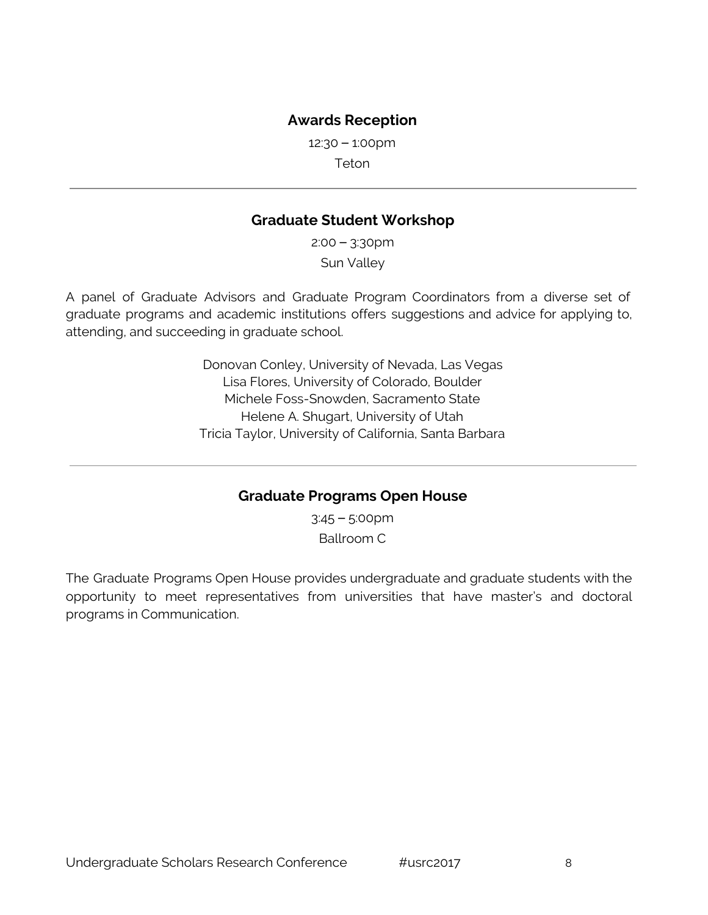## Awards Reception

12:30 – 1:00pm

Teton

---

## Graduate Student Workshop

2:00 – 3:30pm

Sun Valley

A panel of Graduate Advisors and Graduate Program Coordinators from a diverse set of graduate programs and academic institutions offers suggestions and advice for applying to, attending, and succeeding in graduate school.

Donovan Conley, University of Nevada, Las Vegas
Lisa Flores, University of Colorado, Boulder
Michele Foss-Snowden, Sacramento State
Helene A. Shugart, University of Utah
Tricia Taylor, University of California, Santa Barbara

---

## Graduate Programs Open House

3:45 – 5:00pm

Ballroom C

The Graduate Programs Open House provides undergraduate and graduate students with the opportunity to meet representatives from universities that have master's and doctoral programs in Communication.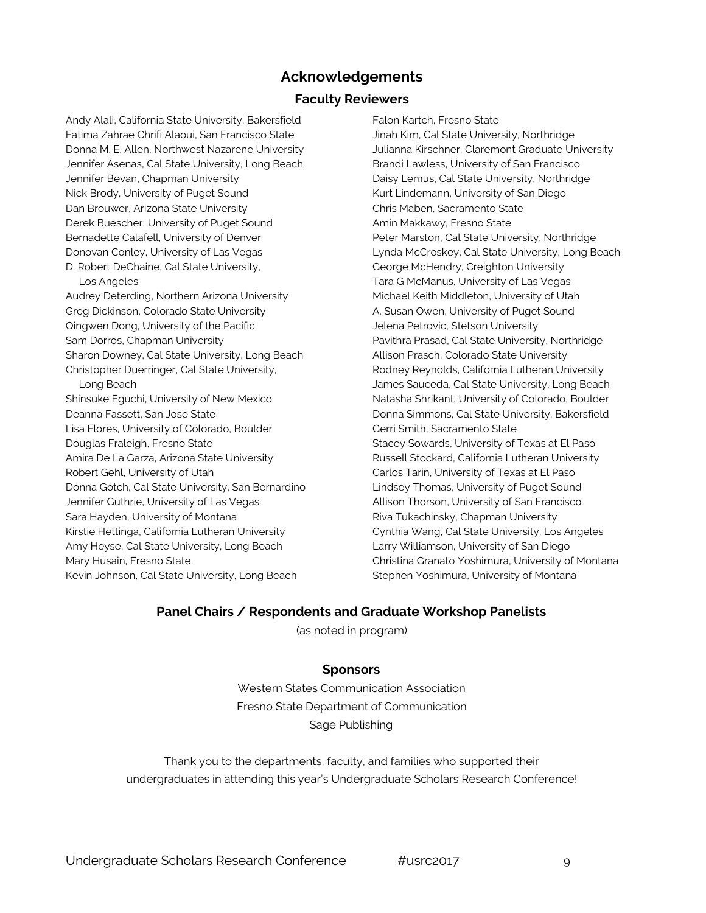# Acknowledgements

## Faculty Reviewers

Andy Alali, California State University, Bakersfield
Fatima Zahrae Chrifi Alaoui, San Francisco State
Donna M. E. Allen, Northwest Nazarene University
Jennifer Asenas, Cal State University, Long Beach
Jennifer Bevan, Chapman University
Nick Brody, University of Puget Sound
Dan Brouwer, Arizona State University
Derek Buescher, University of Puget Sound
Bernadette Calafell, University of Denver
Donovan Conley, University of Las Vegas
D. Robert DeChaine, Cal State University, Los Angeles
Audrey Deterding, Northern Arizona University
Greg Dickinson, Colorado State University
Qingwen Dong, University of the Pacific
Sam Dorros, Chapman University
Sharon Downey, Cal State University, Long Beach
Christopher Duerringer, Cal State University, Long Beach
Shinsuke Eguchi, University of New Mexico
Deanna Fassett, San Jose State
Lisa Flores, University of Colorado, Boulder
Douglas Fraleigh, Fresno State
Amira De La Garza, Arizona State University
Robert Gehl, University of Utah
Donna Gotch, Cal State University, San Bernardino
Jennifer Guthrie, University of Las Vegas
Sara Hayden, University of Montana
Kirstie Hettinga, California Lutheran University
Amy Heyse, Cal State University, Long Beach
Mary Husain, Fresno State
Kevin Johnson, Cal State University, Long Beach
Falon Kartch, Fresno State
Jinah Kim, Cal State University, Northridge
Julianna Kirschner, Claremont Graduate University
Brandi Lawless, University of San Francisco
Daisy Lemus, Cal State University, Northridge
Kurt Lindemann, University of San Diego
Chris Maben, Sacramento State
Amin Makkawy, Fresno State
Peter Marston, Cal State University, Northridge
Lynda McCroskey, Cal State University, Long Beach
George McHendry, Creighton University
Tara G McManus, University of Las Vegas
Michael Keith Middleton, University of Utah
A. Susan Owen, University of Puget Sound
Jelena Petrovic, Stetson University
Pavithra Prasad, Cal State University, Northridge
Allison Prasch, Colorado State University
Rodney Reynolds, California Lutheran University
James Sauceda, Cal State University, Long Beach
Natasha Shrikant, University of Colorado, Boulder
Donna Simmons, Cal State University, Bakersfield
Gerri Smith, Sacramento State
Stacey Sowards, University of Texas at El Paso
Russell Stockard, California Lutheran University
Carlos Tarin, University of Texas at El Paso
Lindsey Thomas, University of Puget Sound
Allison Thorson, University of San Francisco
Riva Tukachinsky, Chapman University
Cynthia Wang, Cal State University, Los Angeles
Larry Williamson, University of San Diego
Christina Granato Yoshimura, University of Montana
Stephen Yoshimura, University of Montana

## Panel Chairs / Respondents and Graduate Workshop Panelists

(as noted in program)

## Sponsors

Western States Communication Association
Fresno State Department of Communication
Sage Publishing

Thank you to the departments, faculty, and families who supported their undergraduates in attending this year's Undergraduate Scholars Research Conference!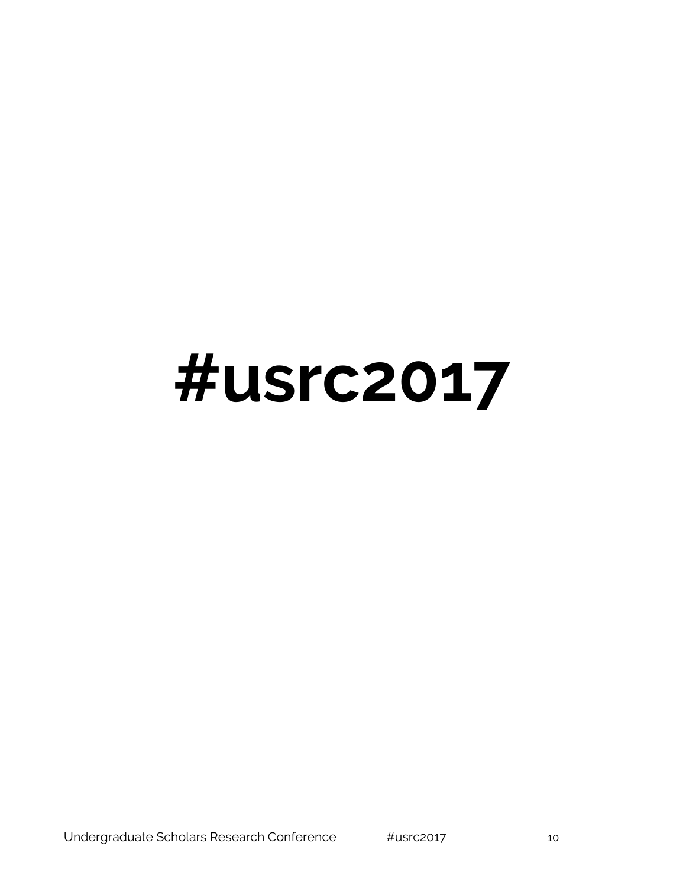# #usrc2017